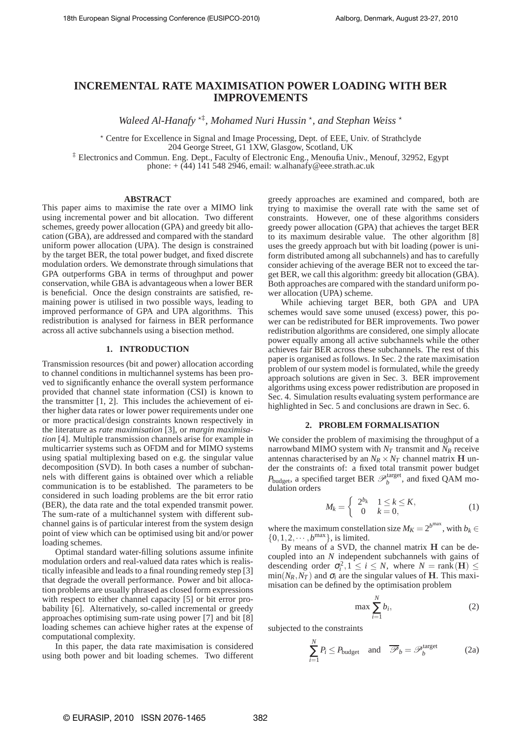# INCREMENTAL RATE MAXIMISATION POWER LOADING WITH BER IMPROVEMENTS

*Waleed Al-Hanafy* [⋆‡], *Mohamed Nuri Hussin* [⋆], *and Stephan Weiss* [⋆]

[⋆] Centre for Excellence in Signal and Image Processing, Dept. of EEE, Univ. of Strathclyde
204 George Street, G1 1XW, Glasgow, Scotland, UK

[‡] Electronics and Commun. Eng. Dept., Faculty of Electronic Eng., Menoufia Univ., Menouf, 32952, Egypt
phone: + (44) 141 548 2946, email: w.alhanafy@eee.strath.ac.uk

## ABSTRACT

This paper aims to maximise the rate over a MIMO link using incremental power and bit allocation. Two different schemes, greedy power allocation (GPA) and greedy bit allocation (GBA), are addressed and compared with the standard uniform power allocation (UPA). The design is constrained by the target BER, the total power budget, and fixed discrete modulation orders. We demonstrate through simulations that GPA outperforms GBA in terms of throughput and power conservation, while GBA is advantageous when a lower BER is beneficial. Once the design constraints are satisfied, remaining power is utilised in two possible ways, leading to improved performance of GPA and UPA algorithms. This redistribution is analysed for fairness in BER performance across all active subchannels using a bisection method.

## 1. INTRODUCTION

Transmission resources (bit and power) allocation according to channel conditions in multichannel systems has been proved to significantly enhance the overall system performance provided that channel state information (CSI) is known to the transmitter [1, 2]. This includes the achievement of either higher data rates or lower power requirements under one or more practical/design constraints known respectively in the literature as *rate maximisation* [3], or *margin maximisation* [4]. Multiple transmission channels arise for example in multicarrier systems such as OFDM and for MIMO systems using spatial multiplexing based on e.g. the singular value decomposition (SVD). In both cases a number of subchannels with different gains is obtained over which a reliable communication is to be established. The parameters to be considered in such loading problems are the bit error ratio (BER), the data rate and the total expended transmit power. The sum-rate of a multichannel system with different subchannel gains is of particular interest from the system design point of view which can be optimised using bit and/or power loading schemes.

Optimal standard water-filling solutions assume infinite modulation orders and real-valued data rates which is realistically infeasible and leads to a final rounding remedy step [3] that degrade the overall performance. Power and bit allocation problems are usually phrased as closed form expressions with respect to either channel capacity [5] or bit error probability [6]. Alternatively, so-called incremental or greedy approaches optimising sum-rate using power [7] and bit [8] loading schemes can achieve higher rates at the expense of computational complexity.

In this paper, the data rate maximisation is considered using both power and bit loading schemes. Two different greedy approaches are examined and compared, both are trying to maximise the overall rate with the same set of constraints. However, one of these algorithms considers greedy power allocation (GPA) that achieves the target BER to its maximum desirable value. The other algorithm [8] uses the greedy approach but with bit loading (power is uniform distributed among all subchannels) and has to carefully consider achieving of the average BER not to exceed the target BER, we call this algorithm: greedy bit allocation (GBA). Both approaches are compared with the standard uniform power allocation (UPA) scheme.

While achieving target BER, both GPA and UPA schemes would save some unused (excess) power, this power can be redistributed for BER improvements. Two power redistribution algorithms are considered, one simply allocate power equally among all active subchannels while the other achieves fair BER across these subchannels. The rest of this paper is organised as follows. In Sec. 2 the rate maximisation problem of our system model is formulated, while the greedy approach solutions are given in Sec. 3. BER improvement algorithms using excess power redistribution are proposed in Sec. 4. Simulation results evaluating system performance are highlighted in Sec. 5 and conclusions are drawn in Sec. 6.

## 2. PROBLEM FORMALISATION

We consider the problem of maximising the throughput of a narrowband MIMO system with $N_T$ transmit and $N_R$ receive antennas characterised by an $N_R \times N_T$ channel matrix $\mathbf{H}$ under the constraints of: a fixed total transmit power budget $P_{\text{budget}}$, a specified target BER $\mathscr{P}_b^{\text{target}}$, and fixed QAM modulation orders

$$M_k = \begin{cases} 2^{b_k} & 1 \leq k \leq K, \\ 0 & k = 0, \end{cases} \tag{1}$$

where the maximum constellation size $M_K = 2^{b^{\max}}$, with $b_k \in \{0, 1, 2, \cdots, b^{\max}\}$, is limited.

By means of a SVD, the channel matrix $\mathbf{H}$ can be decoupled into an $N$ independent subchannels with gains of descending order $\sigma_i^2, 1 \leq i \leq N$, where $N = \text{rank}(\mathbf{H}) \leq \min(N_R, N_T)$ and $\sigma_i$ are the singular values of $\mathbf{H}$. This maximisation can be defined by the optimisation problem

$$\max \sum_{i=1}^{N} b_i, \tag{2}$$

subjected to the constraints

$$\sum_{i=1}^{N} P_i \leq P_{\text{budget}} \quad \text{and} \quad \overline{\mathscr{P}}_b = \mathscr{P}_b^{\text{target}} \tag{2a}$$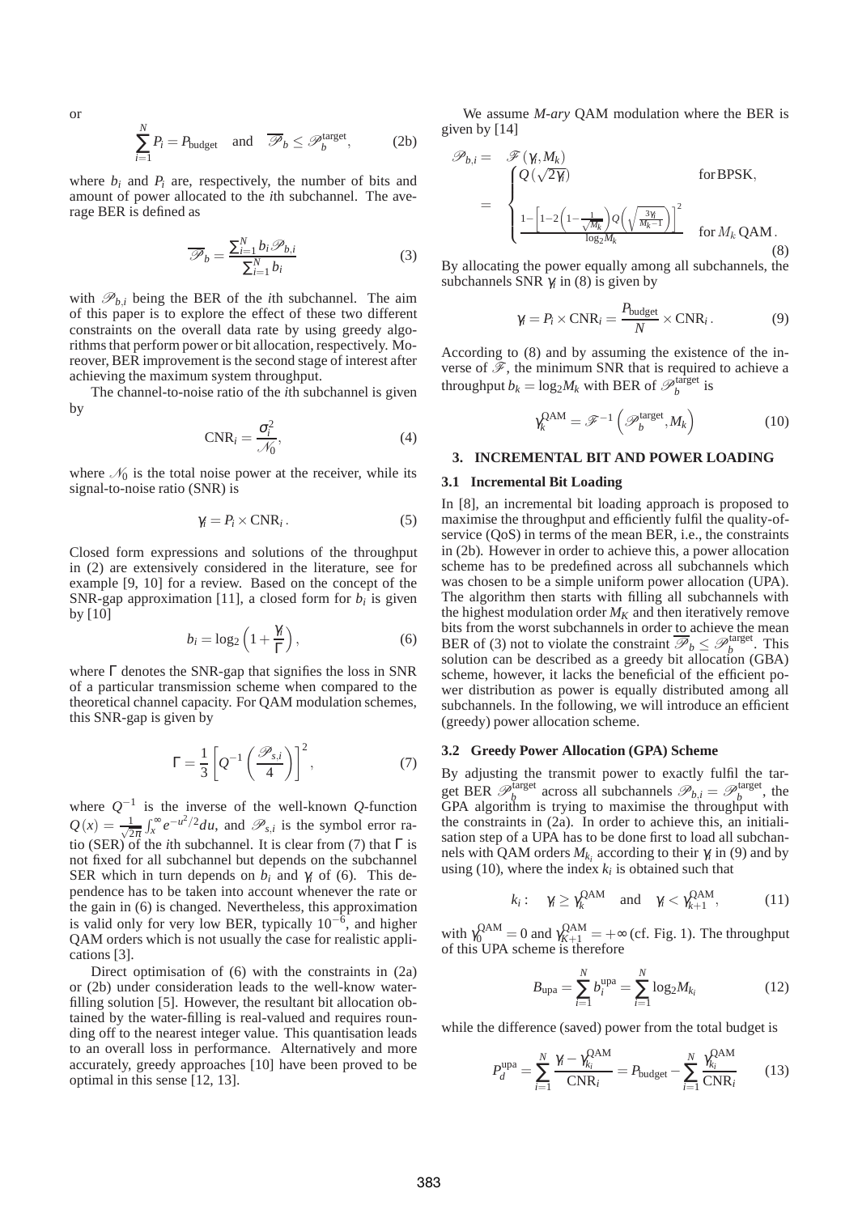or

$$\sum_{i=1}^{N} P_i = P_{\text{budget}} \quad \text{and} \quad \overline{\mathscr{P}}_b \leq \mathscr{P}_b^{\text{target}}, \tag{2b}$$

where $b_i$ and $P_i$ are, respectively, the number of bits and amount of power allocated to the $i$th subchannel. The average BER is defined as

$$\overline{\mathscr{P}}_b = \frac{\sum_{i=1}^{N} b_i \mathscr{P}_{b,i}}{\sum_{i=1}^{N} b_i} \tag{3}$$

with $\mathscr{P}_{b,i}$ being the BER of the $i$th subchannel. The aim of this paper is to explore the effect of these two different constraints on the overall data rate by using greedy algorithms that perform power or bit allocation, respectively. Moreover, BER improvement is the second stage of interest after achieving the maximum system throughput.

The channel-to-noise ratio of the $i$th subchannel is given by

$$\text{CNR}_i = \frac{\sigma_i^2}{\mathscr{N}_0}, \tag{4}$$

where $\mathscr{N}_0$ is the total noise power at the receiver, while its signal-to-noise ratio (SNR) is

$$\gamma_i = P_i \times \text{CNR}_i\,. \tag{5}$$

Closed form expressions and solutions of the throughput in (2) are extensively considered in the literature, see for example [9, 10] for a review. Based on the concept of the SNR-gap approximation [11], a closed form for $b_i$ is given by [10]

$$b_i = \log_2\left(1 + \frac{\gamma_i}{\Gamma}\right), \tag{6}$$

where $\Gamma$ denotes the SNR-gap that signifies the loss in SNR of a particular transmission scheme when compared to the theoretical channel capacity. For QAM modulation schemes, this SNR-gap is given by

$$\Gamma = \frac{1}{3}\left[Q^{-1}\left(\frac{\mathscr{P}_{s,i}}{4}\right)\right]^2, \tag{7}$$

where $Q^{-1}$ is the inverse of the well-known $Q$-function $Q(x) = \frac{1}{\sqrt{2\pi}}\int_x^{\infty} e^{-u^2/2}du$, and $\mathscr{P}_{s,i}$ is the symbol error ratio (SER) of the $i$th subchannel. It is clear from (7) that $\Gamma$ is not fixed for all subchannel but depends on the subchannel SER which in turn depends on $b_i$ and $\gamma_i$ of (6). This dependence has to be taken into account whenever the rate or the gain in (6) is changed. Nevertheless, this approximation is valid only for very low BER, typically $10^{-6}$, and higher QAM orders which is not usually the case for realistic applications [3].

Direct optimisation of (6) with the constraints in (2a) or (2b) under consideration leads to the well-know water-filling solution [5]. However, the resultant bit allocation obtained by the water-filling is real-valued and requires rounding off to the nearest integer value. This quantisation leads to an overall loss in performance. Alternatively and more accurately, greedy approaches [10] have been proved to be optimal in this sense [12, 13].

We assume *M-ary* QAM modulation where the BER is given by [14]

$$\mathscr{P}_{b,i} = \mathscr{F}(\gamma_i, M_k) = \begin{cases} Q(\sqrt{2\gamma_i}) & \text{for BPSK}, \\[2ex] \dfrac{1-\left[1-2\left(1-\frac{1}{\sqrt{M_k}}\right)Q\left(\sqrt{\frac{3\gamma_i}{M_k-1}}\right)\right]^2}{\log_2 M_k} & \text{for } M_k \text{ QAM}. \end{cases} \tag{8}$$

By allocating the power equally among all subchannels, the subchannels SNR $\gamma_i$ in (8) is given by

$$\gamma_i = P_i \times \text{CNR}_i = \frac{P_{\text{budget}}}{N} \times \text{CNR}_i\,. \tag{9}$$

According to (8) and by assuming the existence of the inverse of $\mathscr{F}$, the minimum SNR that is required to achieve a throughput $b_k = \log_2 M_k$ with BER of $\mathscr{P}_b^{\text{target}}$ is

$$\gamma_k^{\text{QAM}} = \mathscr{F}^{-1}\left(\mathscr{P}_b^{\text{target}}, M_k\right) \tag{10}$$

## 3. INCREMENTAL BIT AND POWER LOADING

### 3.1 Incremental Bit Loading

In [8], an incremental bit loading approach is proposed to maximise the throughput and efficiently fulfil the quality-of-service (QoS) in terms of the mean BER, i.e., the constraints in (2b). However in order to achieve this, a power allocation scheme has to be predefined across all subchannels which was chosen to be a simple uniform power allocation (UPA). The algorithm then starts with filling all subchannels with the highest modulation order $M_K$ and then iteratively remove bits from the worst subchannels in order to achieve the mean BER of (3) not to violate the constraint $\overline{\mathscr{P}}_b \leq \mathscr{P}_b^{\text{target}}$. This solution can be described as a greedy bit allocation (GBA) scheme, however, it lacks the beneficial of the efficient power distribution as power is equally distributed among all subchannels. In the following, we will introduce an efficient (greedy) power allocation scheme.

### 3.2 Greedy Power Allocation (GPA) Scheme

By adjusting the transmit power to exactly fulfil the target BER $\mathscr{P}_b^{\text{target}}$ across all subchannels $\mathscr{P}_{b,i} = \mathscr{P}_b^{\text{target}}$, the GPA algorithm is trying to maximise the throughput with the constraints in (2a). In order to achieve this, an initialisation step of a UPA has to be done first to load all subchannels with QAM orders $M_{k_i}$ according to their $\gamma_i$ in (9) and by using (10), where the index $k_i$ is obtained such that

$$k_i: \quad \gamma_i \geq \gamma_k^{\text{QAM}} \quad \text{and} \quad \gamma_i < \gamma_{k+1}^{\text{QAM}}, \tag{11}$$

with $\gamma_0^{\text{QAM}} = 0$ and $\gamma_{K+1}^{\text{QAM}} = +\infty$ (cf. Fig. 1). The throughput of this UPA scheme is therefore

$$B_{\text{upa}} = \sum_{i=1}^{N} b_i^{\text{upa}} = \sum_{i=1}^{N} \log_2 M_{k_i} \tag{12}$$

while the difference (saved) power from the total budget is

$$P_d^{\text{upa}} = \sum_{i=1}^{N} \frac{\gamma_i - \gamma_{k_i}^{\text{QAM}}}{\text{CNR}_i} = P_{\text{budget}} - \sum_{i=1}^{N} \frac{\gamma_{k_i}^{\text{QAM}}}{\text{CNR}_i} \tag{13}$$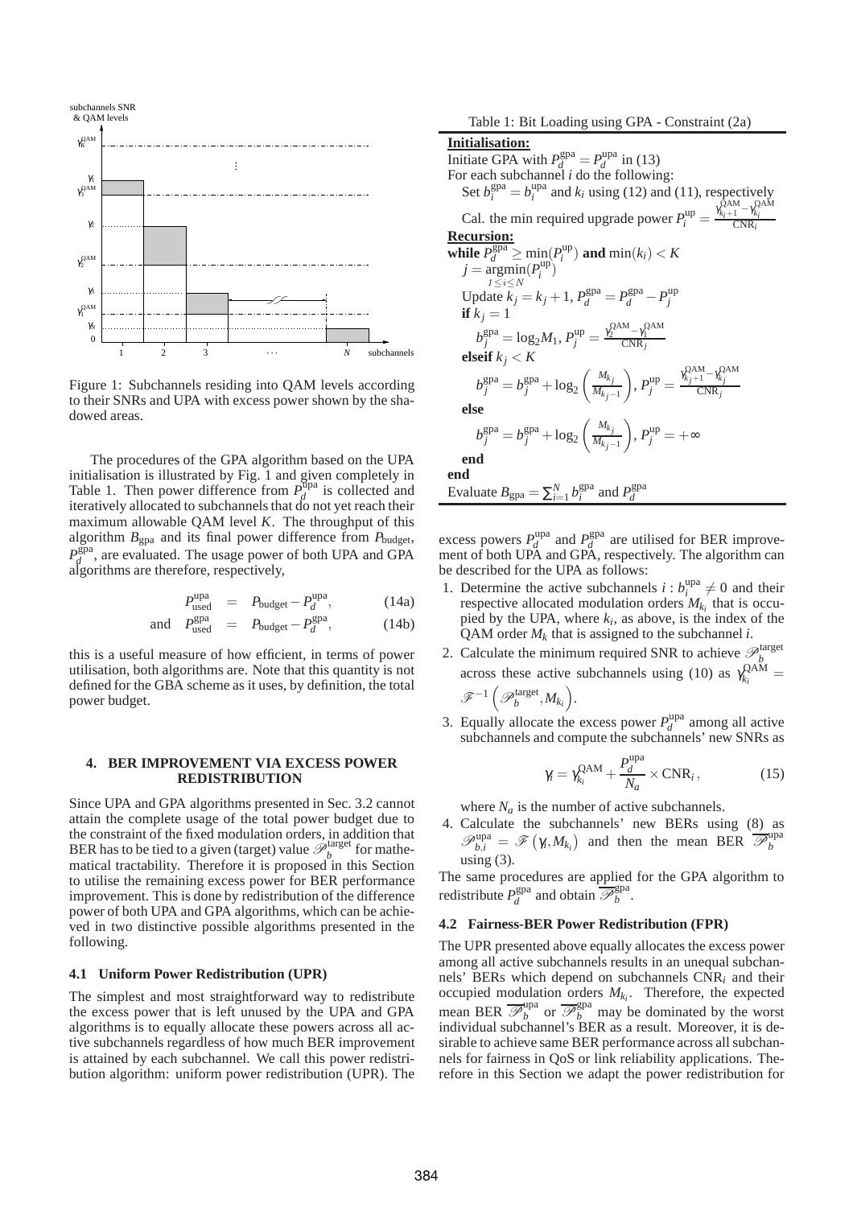Figure 1: Subchannels residing into QAM levels according to their SNRs and UPA with excess power shown by the shadowed areas.

The procedures of the GPA algorithm based on the UPA initialisation is illustrated by Fig. 1 and given completely in Table 1. Then power difference from $P_d^{\text{upa}}$ is collected and iteratively allocated to subchannels that do not yet reach their maximum allowable QAM level $K$. The throughput of this algorithm $B_{\text{gpa}}$ and its final power difference from $P_{\text{budget}}$, $P_d^{\text{gpa}}$, are evaluated. The usage power of both UPA and GPA algorithms are therefore, respectively,

$$P_{\text{used}}^{\text{upa}} = P_{\text{budget}} - P_d^{\text{upa}}, \tag{14a}$$

$$\text{and} \quad P_{\text{used}}^{\text{gpa}} = P_{\text{budget}} - P_d^{\text{gpa}}, \tag{14b}$$

this is a useful measure of how efficient, in terms of power utilisation, both algorithms are. Note that this quantity is not defined for the GBA scheme as it uses, by definition, the total power budget.

## 4. BER IMPROVEMENT VIA EXCESS POWER REDISTRIBUTION

Since UPA and GPA algorithms presented in Sec. 3.2 cannot attain the complete usage of the total power budget due to the constraint of the fixed modulation orders, in addition that BER has to be tied to a given (target) value $\mathscr{P}_b^{\text{target}}$ for mathematical tractability. Therefore it is proposed in this Section to utilise the remaining excess power for BER performance improvement. This is done by redistribution of the difference power of both UPA and GPA algorithms, which can be achieved in two distinctive possible algorithms presented in the following.

### 4.1 Uniform Power Redistribution (UPR)

The simplest and most straightforward way to redistribute the excess power that is left unused by the UPA and GPA algorithms is to equally allocate these powers across all active subchannels regardless of how much BER improvement is attained by each subchannel. We call this power redistribution algorithm: uniform power redistribution (UPR). The

Table 1: Bit Loading using GPA - Constraint (2a)

**Initialisation:**
Initiate GPA with $P_d^{\text{gpa}} = P_d^{\text{upa}}$ in (13)
For each subchannel $i$ do the following:
  Set $b_i^{\text{gpa}} = b_i^{\text{upa}}$ and $k_i$ using (12) and (11), respectively
  Cal. the min required upgrade power $P_i^{\text{up}} = \frac{\gamma_{k_i+1}^{\text{QAM}} - \gamma_{k_i}^{\text{QAM}}}{\text{CNR}_i}$
**Recursion:**
**while** $P_d^{\text{gpa}} \geq \min(P_i^{\text{up}})$ **and** $\min(k_i) < K$
  $j = \underset{1 \leq i \leq N}{\operatorname{argmin}}(P_i^{\text{up}})$
  Update $k_j = k_j + 1$, $P_d^{\text{gpa}} = P_d^{\text{gpa}} - P_j^{\text{up}}$
  **if** $k_j = 1$
    $b_j^{\text{gpa}} = \log_2 M_1$, $P_j^{\text{up}} = \frac{\gamma_2^{\text{QAM}} - \gamma_1^{\text{QAM}}}{\text{CNR}_j}$
  **elseif** $k_j < K$
    $b_j^{\text{gpa}} = b_j^{\text{gpa}} + \log_2\left(\frac{M_{k_j}}{M_{k_j-1}}\right)$, $P_j^{\text{up}} = \frac{\gamma_{k_j+1}^{\text{QAM}} - \gamma_{k_j}^{\text{QAM}}}{\text{CNR}_j}$
  **else**
    $b_j^{\text{gpa}} = b_j^{\text{gpa}} + \log_2\left(\frac{M_{k_j}}{M_{k_j-1}}\right)$, $P_j^{\text{up}} = +\infty$
  **end**
**end**
Evaluate $B_{\text{gpa}} = \sum_{i=1}^{N} b_i^{\text{gpa}}$ and $P_d^{\text{gpa}}$

excess powers $P_d^{\text{upa}}$ and $P_d^{\text{gpa}}$ are utilised for BER improvement of both UPA and GPA, respectively. The algorithm can be described for the UPA as follows:

1. Determine the active subchannels $i : b_i^{\text{upa}} \neq 0$ and their respective allocated modulation orders $M_{k_i}$ that is occupied by the UPA, where $k_i$, as above, is the index of the QAM order $M_k$ that is assigned to the subchannel $i$.
2. Calculate the minimum required SNR to achieve $\mathscr{P}_b^{\text{target}}$ across these active subchannels using (10) as $\gamma_{k_i}^{\text{QAM}} = \mathscr{F}^{-1}\left(\mathscr{P}_b^{\text{target}}, M_{k_i}\right)$.
3. Equally allocate the excess power $P_d^{\text{upa}}$ among all active subchannels and compute the subchannels' new SNRs as
$$\gamma_i = \gamma_{k_i}^{\text{QAM}} + \frac{P_d^{\text{upa}}}{N_a} \times \text{CNR}_i, \tag{15}$$
where $N_a$ is the number of active subchannels.
4. Calculate the subchannels' new BERs using (8) as $\mathscr{P}_{b,i}^{\text{upa}} = \mathscr{F}\left(\gamma_i, M_{k_i}\right)$ and then the mean BER $\overline{\mathscr{P}_b^{\text{upa}}}$ using (3).

The same procedures are applied for the GPA algorithm to redistribute $P_d^{\text{gpa}}$ and obtain $\overline{\mathscr{P}_b^{\text{gpa}}}$.

### 4.2 Fairness-BER Power Redistribution (FPR)

The UPR presented above equally allocates the excess power among all active subchannels results in an unequal subchannels' BERs which depend on subchannels $\text{CNR}_i$ and their occupied modulation orders $M_{k_i}$. Therefore, the expected mean BER $\overline{\mathscr{P}_b^{\text{upa}}}$ or $\overline{\mathscr{P}_b^{\text{gpa}}}$ may be dominated by the worst individual subchannel's BER as a result. Moreover, it is desirable to achieve same BER performance across all subchannels for fairness in QoS or link reliability applications. Therefore in this Section we adapt the power redistribution for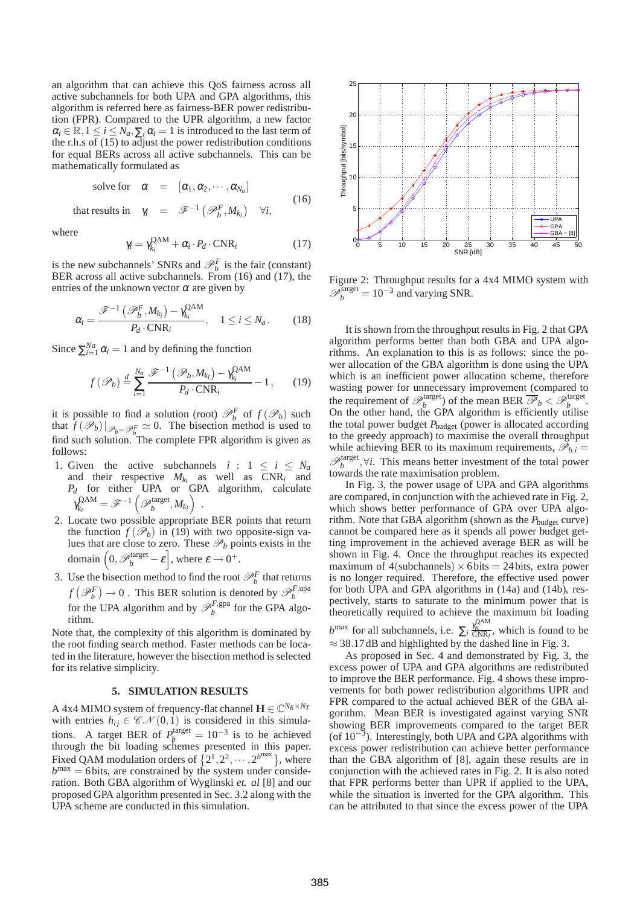an algorithm that can achieve this QoS fairness across all active subchannels for both UPA and GPA algorithms, this algorithm is referred here as fairness-BER power redistribution (FPR). Compared to the UPR algorithm, a new factor $\alpha_i \in \mathbb{R}, 1 \le i \le N_a, \sum_i \alpha_i = 1$ is introduced to the last term of the r.h.s of (15) to adjust the power redistribution conditions for equal BERs across all active subchannels. This can be mathematically formulated as

$$\begin{aligned} \text{solve for} \quad \alpha &= [\alpha_1, \alpha_2, \cdots, \alpha_{N_a}] \\ \text{that results in} \quad \gamma_i &= \mathscr{F}^{-1}\left(\mathscr{P}_b^F, M_{k_i}\right) \quad \forall i, \end{aligned} \tag{16}$$

where

$$\gamma_i = \gamma_{k_i}^{\text{QAM}} + \alpha_i \cdot P_d \cdot \text{CNR}_i \tag{17}$$

is the new subchannels' SNRs and $\mathscr{P}_b^F$ is the fair (constant) BER across all active subchannels. From (16) and (17), the entries of the unknown vector $\alpha$ are given by

$$\alpha_i = \frac{\mathscr{F}^{-1}\left(\mathscr{P}_b^F, M_{k_i}\right) - \gamma_{k_i}^{\text{QAM}}}{P_d \cdot \text{CNR}_i}, \quad 1 \le i \le N_a. \tag{18}$$

Since $\sum_{i=1}^{N_a} \alpha_i = 1$ and by defining the function

$$f\left(\mathscr{P}_b\right) \overset{d}{=} \sum_{i=1}^{N_a} \frac{\mathscr{F}^{-1}\left(\mathscr{P}_b, M_{k_i}\right) - \gamma_{k_i}^{\text{QAM}}}{P_d \cdot \text{CNR}_i} - 1, \tag{19}$$

it is possible to find a solution (root) $\mathscr{P}_b^F$ of $f\left(\mathscr{P}_b\right)$ such that $f\left(\mathscr{P}_b\right)|_{\mathscr{P}_b = \mathscr{P}_b^F} \simeq 0$. The bisection method is used to find such solution. The complete FPR algorithm is given as follows:

1. Given the active subchannels $i : 1 \le i \le N_a$ and their respective $M_{k_i}$ as well as $\text{CNR}_i$ and $P_d$ for either UPA or GPA algorithm, calculate $\gamma_{k_i}^{\text{QAM}} = \mathscr{F}^{-1}\left(\mathscr{P}_b^{\text{target}}, M_{k_i}\right)$.
2. Locate two possible appropriate BER points that return the function $f\left(\mathscr{P}_b\right)$ in (19) with two opposite-sign values that are close to zero. These $\mathscr{P}_b$ points exists in the domain $\left(0, \mathscr{P}_b^{\text{target}} - \varepsilon\right]$, where $\varepsilon \to 0^+$.
3. Use the bisection method to find the root $\mathscr{P}_b^F$ that returns $f\left(\mathscr{P}_b^F\right) \to 0$. This BER solution is denoted by $\mathscr{P}_b^{F,\text{upa}}$ for the UPA algorithm and by $\mathscr{P}_b^{F,\text{gpa}}$ for the GPA algorithm.

Note that, the complexity of this algorithm is dominated by the root finding search method. Faster methods can be located in the literature, however the bisection method is selected for its relative simplicity.

## 5. SIMULATION RESULTS

A 4x4 MIMO system of frequency-flat channel $\mathbf{H} \in \mathbb{C}^{N_R \times N_T}$ with entries $h_{ij} \in \mathscr{CN}(0,1)$ is considered in this simulations. A target BER of $P_b^{\text{target}} = 10^{-3}$ is to be achieved through the bit loading schemes presented in this paper. Fixed QAM modulation orders of $\{2^1, 2^2, \cdots, 2^{b^{\max}}\}$, where $b^{\max} = 6$ bits, are constrained by the system under consideration. Both GBA algorithm of Wyglinski *et. al* [8] and our proposed GPA algorithm presented in Sec. 3.2 along with the UPA scheme are conducted in this simulation.

Figure 2: Throughput results for a 4x4 MIMO system with $\mathscr{P}_b^{\text{target}} = 10^{-3}$ and varying SNR.

It is shown from the throughput results in Fig. 2 that GPA algorithm performs better than both GBA and UPA algorithms. An explanation to this is as follows: since the power allocation of the GBA algorithm is done using the UPA which is an inefficient power allocation scheme, therefore wasting power for unnecessary improvement (compared to the requirement of $\mathscr{P}_b^{\text{target}}$) of the mean BER $\overline{\mathscr{P}}_b < \mathscr{P}_b^{\text{target}}$. On the other hand, the GPA algorithm is efficiently utilise the total power budget $P_{\text{budget}}$ (power is allocated according to the greedy approach) to maximise the overall throughput while achieving BER to its maximum requirements, $\mathscr{P}_{b,i} = \mathscr{P}_b^{\text{target}}, \forall i$. This means better investment of the total power towards the rate maximisation problem.

In Fig. 3, the power usage of UPA and GPA algorithms are compared, in conjunction with the achieved rate in Fig. 2, which shows better performance of GPA over UPA algorithm. Note that GBA algorithm (shown as the $P_{\text{budget}}$ curve) cannot be compared here as it spends all power budget getting improvement in the achieved average BER as will be shown in Fig. 4. Once the throughput reaches its expected maximum of $4(\text{subchannels}) \times 6\,\text{bits} = 24\,\text{bits}$, extra power is no longer required. Therefore, the effective used power for both UPA and GPA algorithms in (14a) and (14b), respectively, starts to saturate to the minimum power that is theoretically required to achieve the maximum bit loading $b^{\max}$ for all subchannels, i.e. $\sum_i \frac{\gamma_K^{\text{QAM}}}{\text{CNR}_i}$, which is found to be $\approx 38.17\,\text{dB}$ and highlighted by the dashed line in Fig. 3.

As proposed in Sec. 4 and demonstrated by Fig. 3, the excess power of UPA and GPA algorithms are redistributed to improve the BER performance. Fig. 4 shows these improvements for both power redistribution algorithms UPR and FPR compared to the actual achieved BER of the GBA algorithm. Mean BER is investigated against varying SNR showing BER improvements compared to the target BER (of $10^{-3}$). Interestingly, both UPA and GPA algorithms with excess power redistribution can achieve better performance than the GBA algorithm of [8], again these results are in conjunction with the achieved rates in Fig. 2. It is also noted that FPR performs better than UPR if applied to the UPA, while the situation is inverted for the GPA algorithm. This can be attributed to that since the excess power of the UPA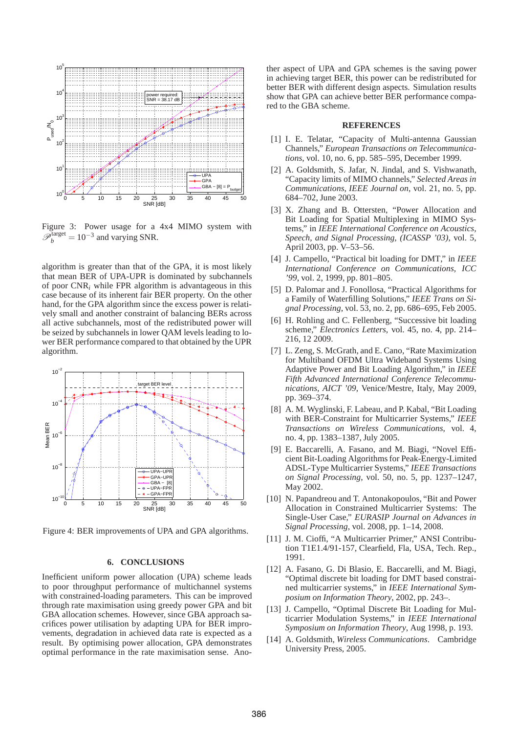$10^5$

$10^4$

$10^3$

$10^2$

$10^1$

$10^0$

$P_{used}/N_0$

power required: SNR = 38.17 dB

UPA

GPA

GBA – [8] = $P_{budget}$

0 5 10 15 20 25 30 35 40 45 50

SNR [dB]

Figure 3: Power usage for a 4x4 MIMO system with $\mathscr{P}_b^{\text{target}} = 10^{-3}$ and varying SNR.

algorithm is greater than that of the GPA, it is most likely that mean BER of UPA-UPR is dominated by subchannels of poor CNR$_i$ while FPR algorithm is advantageous in this case because of its inherent fair BER property. On the other hand, for the GPA algorithm since the excess power is relatively small and another constraint of balancing BERs across all active subchannels, most of the redistributed power will be seized by subchannels in lower QAM levels leading to lower BER performance compared to that obtained by the UPR algorithm.

$10^{-2}$

$10^{-4}$

$10^{-6}$

$10^{-8}$

$10^{-10}$

Mean BER

target BER level

UPA–UPR

GPA–UPR

GBA – [8]

UPA–FPR

GPA–FPR

0 5 10 15 20 25 30 35 40 45 50

SNR [dB]

Figure 4: BER improvements of UPA and GPA algorithms.

## 6. CONCLUSIONS

Inefficient uniform power allocation (UPA) scheme leads to poor throughput performance of multichannel systems with constrained-loading parameters. This can be improved through rate maximisation using greedy power GPA and bit GBA allocation schemes. However, since GBA approach sacrifices power utilisation by adapting UPA for BER improvements, degradation in achieved data rate is expected as a result. By optimising power allocation, GPA demonstrates optimal performance in the rate maximisation sense. Another aspect of UPA and GPA schemes is the saving power in achieving target BER, this power can be redistributed for better BER with different design aspects. Simulation results show that GPA can achieve better BER performance compared to the GBA scheme.

## REFERENCES

[1] I. E. Telatar, "Capacity of Multi-antenna Gaussian Channels," *European Transactions on Telecommunications*, vol. 10, no. 6, pp. 585–595, December 1999.

[2] A. Goldsmith, S. Jafar, N. Jindal, and S. Vishwanath, "Capacity limits of MIMO channels," *Selected Areas in Communications, IEEE Journal on*, vol. 21, no. 5, pp. 684–702, June 2003.

[3] X. Zhang and B. Ottersten, "Power Allocation and Bit Loading for Spatial Multiplexing in MIMO Systems," in *IEEE International Conference on Acoustics, Speech, and Signal Processing, (ICASSP '03)*, vol. 5, April 2003, pp. V–53–56.

[4] J. Campello, "Practical bit loading for DMT," in *IEEE International Conference on Communications, ICC '99*, vol. 2, 1999, pp. 801–805.

[5] D. Palomar and J. Fonollosa, "Practical Algorithms for a Family of Waterfilling Solutions," *IEEE Trans on Signal Processing*, vol. 53, no. 2, pp. 686–695, Feb 2005.

[6] H. Rohling and C. Fellenberg, "Successive bit loading scheme," *Electronics Letters*, vol. 45, no. 4, pp. 214–216, 12 2009.

[7] L. Zeng, S. McGrath, and E. Cano, "Rate Maximization for Multiband OFDM Ultra Wideband Systems Using Adaptive Power and Bit Loading Algorithm," in *IEEE Fifth Advanced International Conference Telecommunications, AICT '09*, Venice/Mestre, Italy, May 2009, pp. 369–374.

[8] A. M. Wyglinski, F. Labeau, and P. Kabal, "Bit Loading with BER-Constraint for Multicarrier Systems," *IEEE Transactions on Wireless Communications*, vol. 4, no. 4, pp. 1383–1387, July 2005.

[9] E. Baccarelli, A. Fasano, and M. Biagi, "Novel Efficient Bit-Loading Algorithms for Peak-Energy-Limited ADSL-Type Multicarrier Systems," *IEEE Transactions on Signal Processing*, vol. 50, no. 5, pp. 1237–1247, May 2002.

[10] N. Papandreou and T. Antonakopoulos, "Bit and Power Allocation in Constrained Multicarrier Systems: The Single-User Case," *EURASIP Journal on Advances in Signal Processing*, vol. 2008, pp. 1–14, 2008.

[11] J. M. Cioffi, "A Multicarrier Primer," ANSI Contribution T1E1.4/91-157, Clearfield, Fla, USA, Tech. Rep., 1991.

[12] A. Fasano, G. Di Blasio, E. Baccarelli, and M. Biagi, "Optimal discrete bit loading for DMT based constrained multicarrier systems," in *IEEE International Symposium on Information Theory*, 2002, pp. 243–.

[13] J. Campello, "Optimal Discrete Bit Loading for Multicarrier Modulation Systems," in *IEEE International Symposium on Information Theory*, Aug 1998, p. 193.

[14] A. Goldsmith, *Wireless Communications*. Cambridge University Press, 2005.